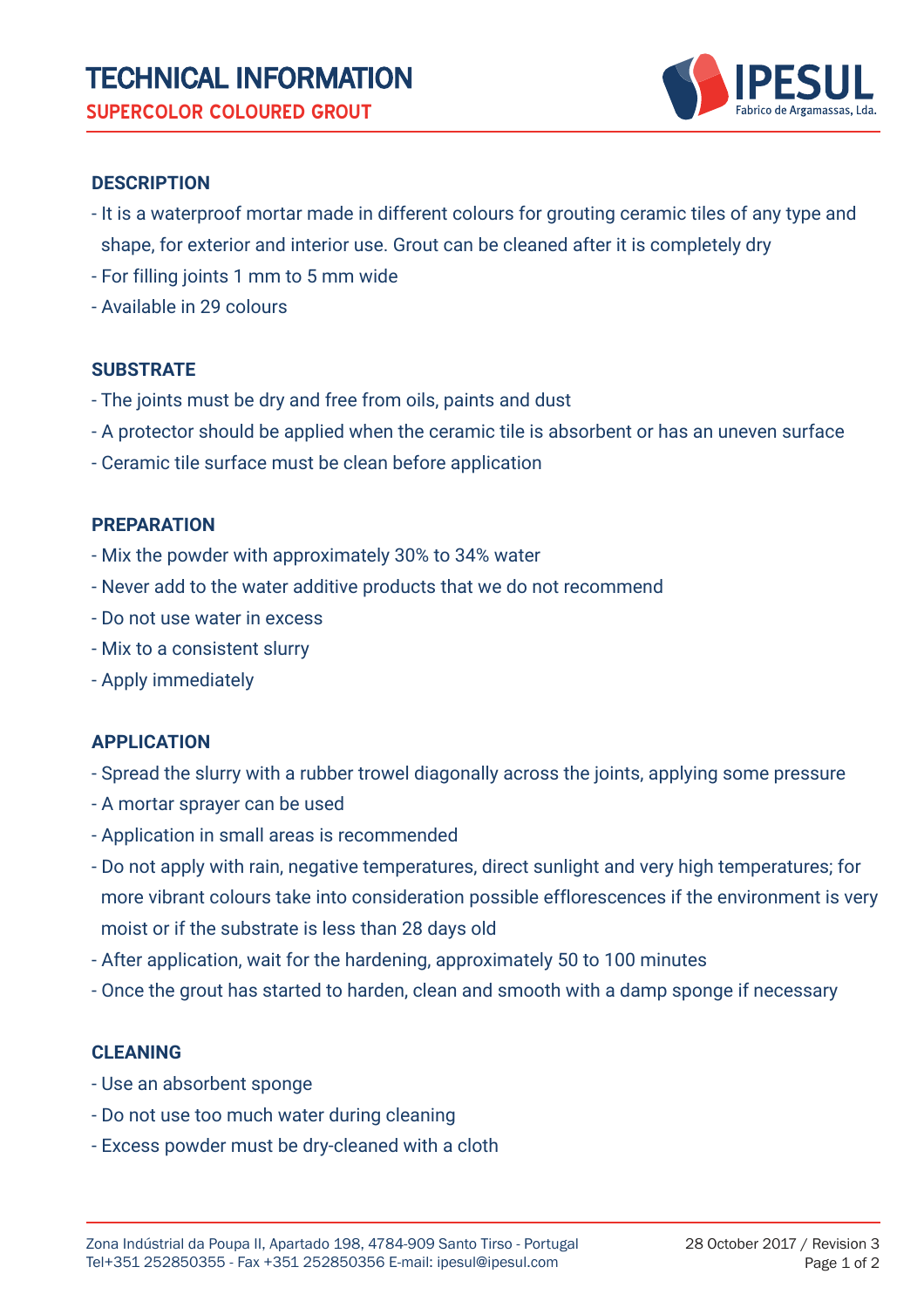# TECHNICAL INFORMATION

## SUPERCOLOR COLOURED GROUT

IPESUL
Fabrico de Argamassas, Lda.

### DESCRIPTION

- It is a waterproof mortar made in different colours for grouting ceramic tiles of any type and shape, for exterior and interior use. Grout can be cleaned after it is completely dry
- For filling joints 1 mm to 5 mm wide
- Available in 29 colours

### SUBSTRATE

- The joints must be dry and free from oils, paints and dust
- A protector should be applied when the ceramic tile is absorbent or has an uneven surface
- Ceramic tile surface must be clean before application

### PREPARATION

- Mix the powder with approximately 30% to 34% water
- Never add to the water additive products that we do not recommend
- Do not use water in excess
- Mix to a consistent slurry
- Apply immediately

### APPLICATION

- Spread the slurry with a rubber trowel diagonally across the joints, applying some pressure
- A mortar sprayer can be used
- Application in small areas is recommended
- Do not apply with rain, negative temperatures, direct sunlight and very high temperatures; for more vibrant colours take into consideration possible efflorescences if the environment is very moist or if the substrate is less than 28 days old
- After application, wait for the hardening, approximately 50 to 100 minutes
- Once the grout has started to harden, clean and smooth with a damp sponge if necessary

### CLEANING

- Use an absorbent sponge
- Do not use too much water during cleaning
- Excess powder must be dry-cleaned with a cloth

Zona Indústrial da Poupa II, Apartado 198, 4784-909 Santo Tirso - Portugal
Tel+351 252850355 - Fax +351 252850356 E-mail: ipesul@ipesul.com

28 October 2017 / Revision 3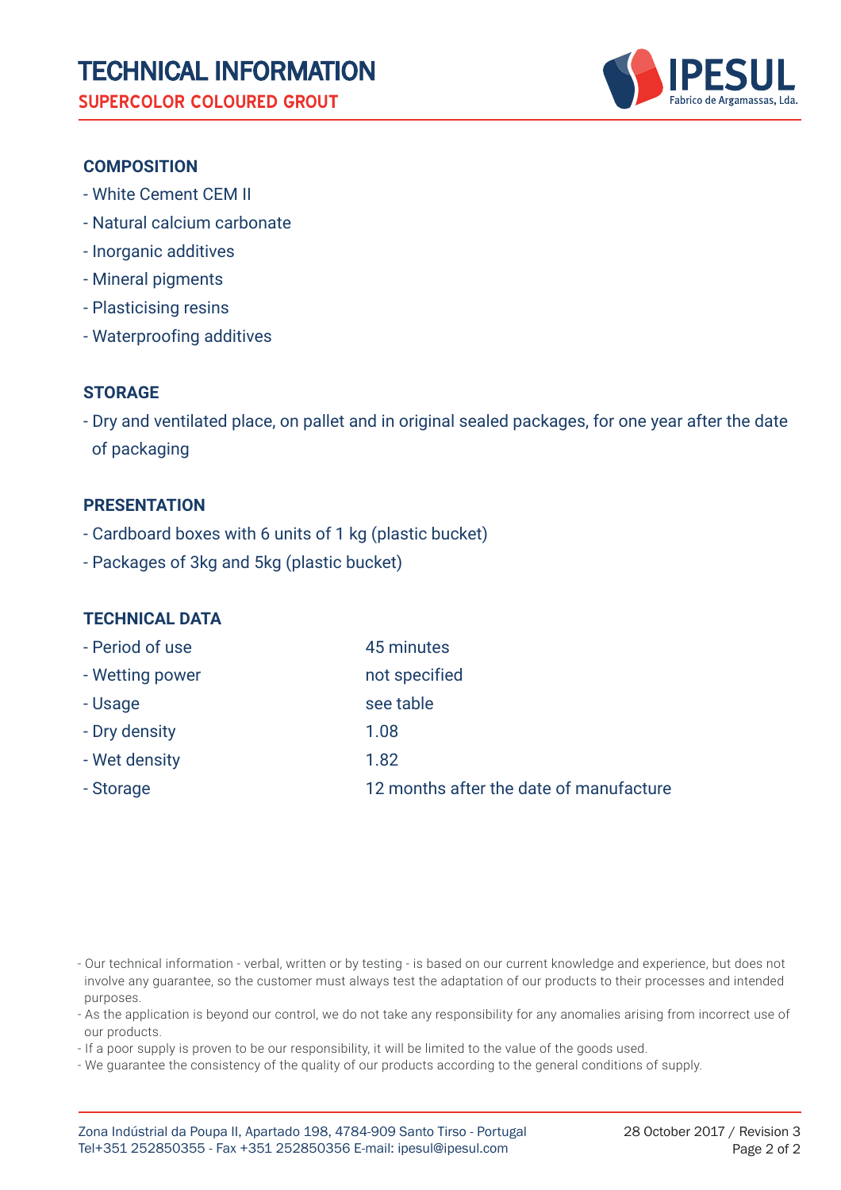# TECHNICAL INFORMATION

## SUPERCOLOR COLOURED GROUT

### COMPOSITION

- White Cement CEM II
- Natural calcium carbonate
- Inorganic additives
- Mineral pigments
- Plasticising resins
- Waterproofing additives

### STORAGE

- Dry and ventilated place, on pallet and in original sealed packages, for one year after the date of packaging

### PRESENTATION

- Cardboard boxes with 6 units of 1 kg (plastic bucket)
- Packages of 3kg and 5kg (plastic bucket)

### TECHNICAL DATA

| | |
|---|---|
| - Period of use | 45 minutes |
| - Wetting power | not specified |
| - Usage | see table |
| - Dry density | 1.08 |
| - Wet density | 1.82 |
| - Storage | 12 months after the date of manufacture |

- Our technical information - verbal, written or by testing - is based on our current knowledge and experience, but does not involve any guarantee, so the customer must always test the adaptation of our products to their processes and intended purposes.
- As the application is beyond our control, we do not take any responsibility for any anomalies arising from incorrect use of our products.
- If a poor supply is proven to be our responsibility, it will be limited to the value of the goods used.
- We guarantee the consistency of the quality of our products according to the general conditions of supply.

Zona Indústrial da Poupa II, Apartado 198, 4784-909 Santo Tirso - Portugal
Tel+351 252850355 - Fax +351 252850356 E-mail: ipesul@ipesul.com

28 October 2017 / Revision 3